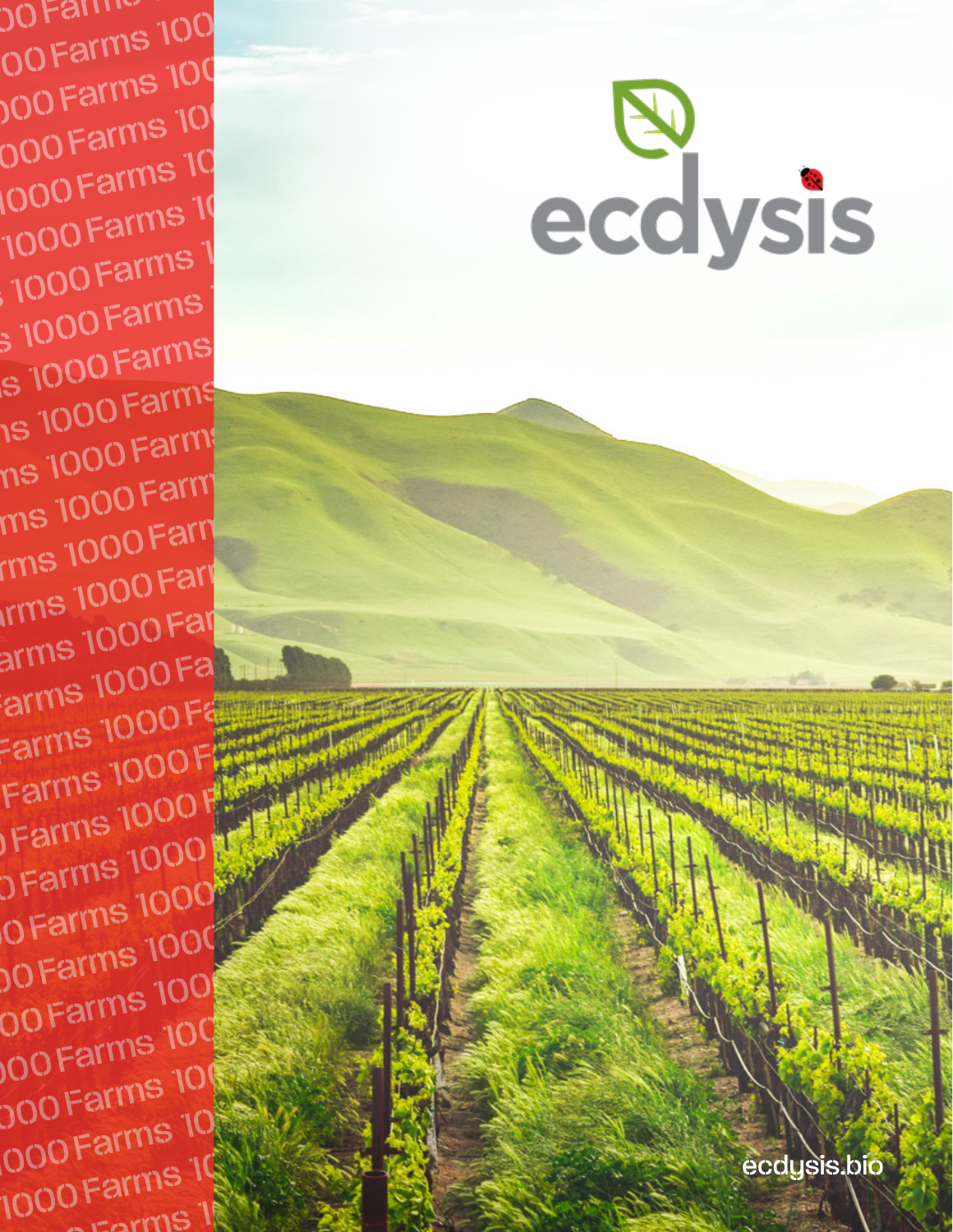1000 Farms

# ecdysis

ecdysis.bio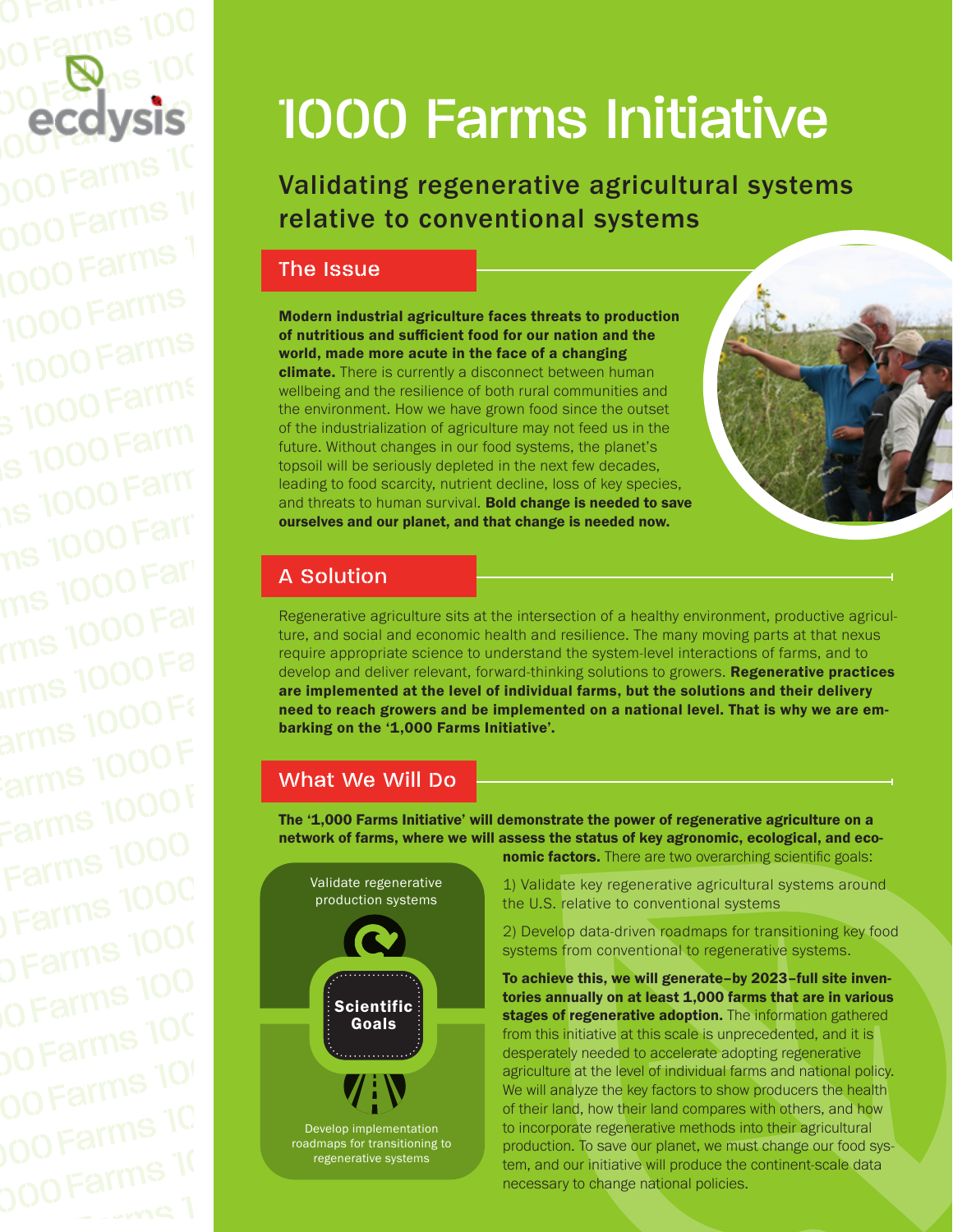# 1000 Farms Initiative

## Validating regenerative agricultural systems relative to conventional systems

### The Issue

**Modern industrial agriculture faces threats to production of nutritious and sufficient food for our nation and the world, made more acute in the face of a changing climate.** There is currently a disconnect between human wellbeing and the resilience of both rural communities and the environment. How we have grown food since the outset of the industrialization of agriculture may not feed us in the future. Without changes in our food systems, the planet's topsoil will be seriously depleted in the next few decades, leading to food scarcity, nutrient decline, loss of key species, and threats to human survival. **Bold change is needed to save ourselves and our planet, and that change is needed now.**

### A Solution

Regenerative agriculture sits at the intersection of a healthy environment, productive agriculture, and social and economic health and resilience. The many moving parts at that nexus require appropriate science to understand the system-level interactions of farms, and to develop and deliver relevant, forward-thinking solutions to growers. **Regenerative practices are implemented at the level of individual farms, but the solutions and their delivery need to reach growers and be implemented on a national level. That is why we are embarking on the '1,000 Farms Initiative'.**

### What We Will Do

**The '1,000 Farms Initiative' will demonstrate the power of regenerative agriculture on a network of farms, where we will assess the status of key agronomic, ecological, and economic factors.** There are two overarching scientific goals:

1) Validate key regenerative agricultural systems around the U.S. relative to conventional systems

2) Develop data-driven roadmaps for transitioning key food systems from conventional to regenerative systems.

Validate regenerative production systems

Scientific Goals

Develop implementation roadmaps for transitioning to regenerative systems

**To achieve this, we will generate–by 2023–full site inventories annually on at least 1,000 farms that are in various stages of regenerative adoption.** The information gathered from this initiative at this scale is unprecedented, and it is desperately needed to accelerate adopting regenerative agriculture at the level of individual farms and national policy. We will analyze the key factors to show producers the health of their land, how their land compares with others, and how to incorporate regenerative methods into their agricultural production. To save our planet, we must change our food system, and our initiative will produce the continent-scale data necessary to change national policies.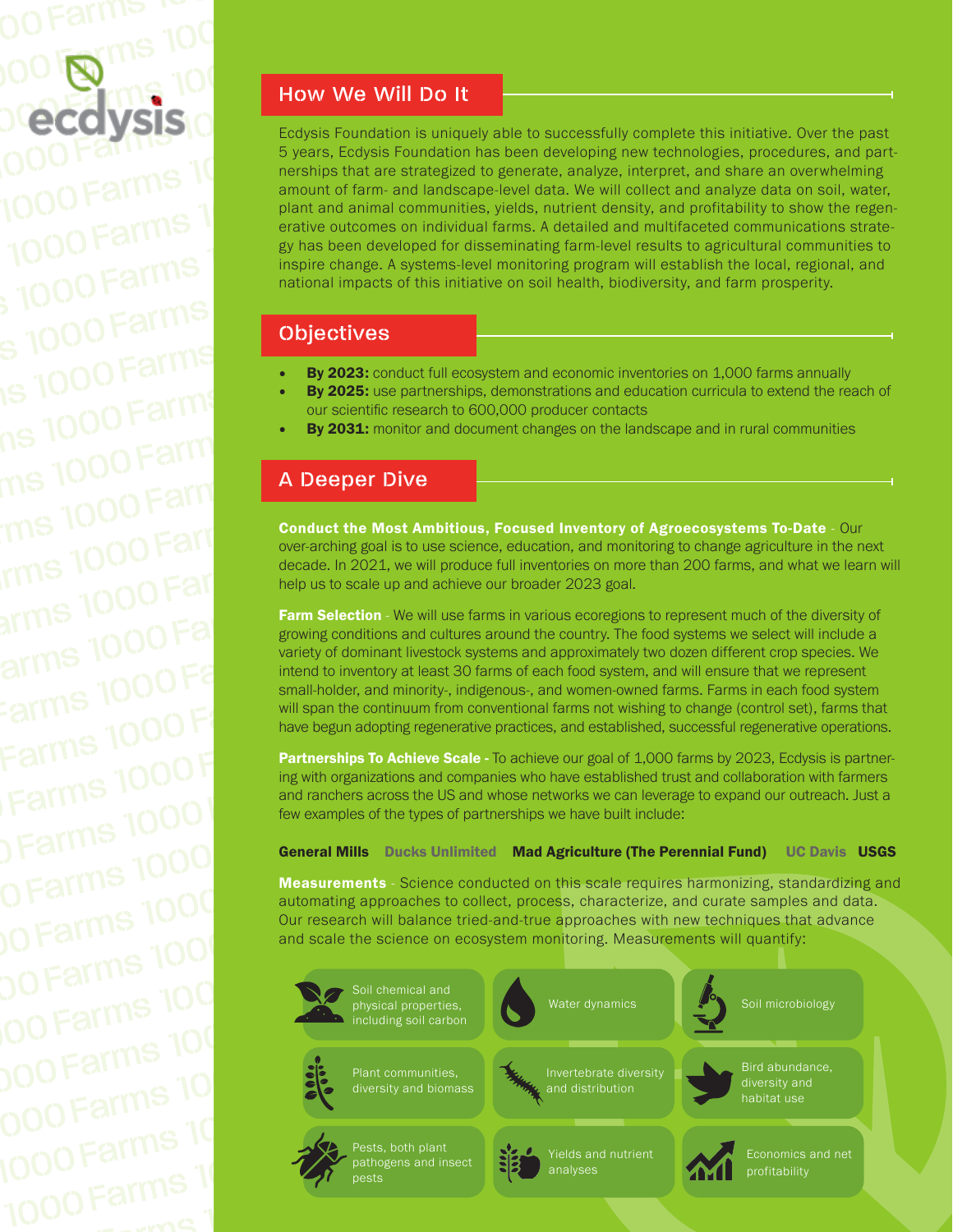## How We Will Do It

Ecdysis Foundation is uniquely able to successfully complete this initiative. Over the past 5 years, Ecdysis Foundation has been developing new technologies, procedures, and partnerships that are strategized to generate, analyze, interpret, and share an overwhelming amount of farm- and landscape-level data. We will collect and analyze data on soil, water, plant and animal communities, yields, nutrient density, and profitability to show the regenerative outcomes on individual farms. A detailed and multifaceted communications strategy has been developed for disseminating farm-level results to agricultural communities to inspire change. A systems-level monitoring program will establish the local, regional, and national impacts of this initiative on soil health, biodiversity, and farm prosperity.

## Objectives

- **By 2023:** conduct full ecosystem and economic inventories on 1,000 farms annually
- **By 2025:** use partnerships, demonstrations and education curricula to extend the reach of our scientific research to 600,000 producer contacts
- **By 2031:** monitor and document changes on the landscape and in rural communities

## A Deeper Dive

**Conduct the Most Ambitious, Focused Inventory of Agroecosystems To-Date** - Our over-arching goal is to use science, education, and monitoring to change agriculture in the next decade. In 2021, we will produce full inventories on more than 200 farms, and what we learn will help us to scale up and achieve our broader 2023 goal.

**Farm Selection** - We will use farms in various ecoregions to represent much of the diversity of growing conditions and cultures around the country. The food systems we select will include a variety of dominant livestock systems and approximately two dozen different crop species. We intend to inventory at least 30 farms of each food system, and will ensure that we represent small-holder, and minority-, indigenous-, and women-owned farms. Farms in each food system will span the continuum from conventional farms not wishing to change (control set), farms that have begun adopting regenerative practices, and established, successful regenerative operations.

**Partnerships To Achieve Scale** - To achieve our goal of 1,000 farms by 2023, Ecdysis is partnering with organizations and companies who have established trust and collaboration with farmers and ranchers across the US and whose networks we can leverage to expand our outreach. Just a few examples of the types of partnerships we have built include:

**General Mills** **Ducks Unlimited** **Mad Agriculture (The Perennial Fund)** **UC Davis** **USGS**

**Measurements** - Science conducted on this scale requires harmonizing, standardizing and automating approaches to collect, process, characterize, and curate samples and data. Our research will balance tried-and-true approaches with new techniques that advance and scale the science on ecosystem monitoring. Measurements will quantify:

- Soil chemical and physical properties, including soil carbon
- Water dynamics
- Soil microbiology
- Plant communities, diversity and biomass
- Invertebrate diversity and distribution
- Bird abundance, diversity and habitat use
- Pests, both plant pathogens and insect pests
- Yields and nutrient analyses
- Economics and net profitability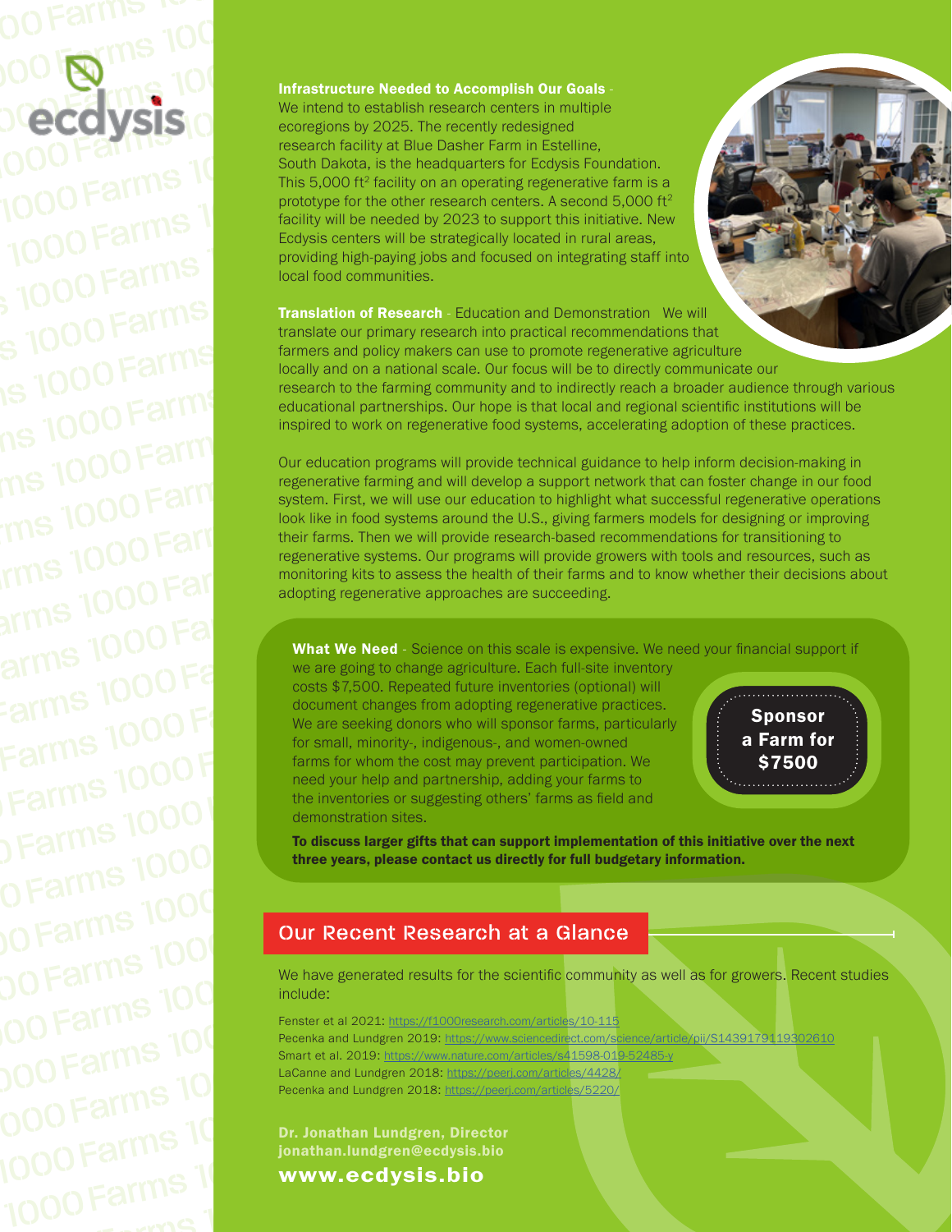**Infrastructure Needed to Accomplish Our Goals** - We intend to establish research centers in multiple ecoregions by 2025. The recently redesigned research facility at Blue Dasher Farm in Estelline, South Dakota, is the headquarters for Ecdysis Foundation. This 5,000 ft$^2$ facility on an operating regenerative farm is a prototype for the other research centers. A second 5,000 ft$^2$ facility will be needed by 2023 to support this initiative. New Ecdysis centers will be strategically located in rural areas, providing high-paying jobs and focused on integrating staff into local food communities.

**Translation of Research** - Education and Demonstration We will translate our primary research into practical recommendations that farmers and policy makers can use to promote regenerative agriculture locally and on a national scale. Our focus will be to directly communicate our research to the farming community and to indirectly reach a broader audience through various educational partnerships. Our hope is that local and regional scientific institutions will be inspired to work on regenerative food systems, accelerating adoption of these practices.

Our education programs will provide technical guidance to help inform decision-making in regenerative farming and will develop a support network that can foster change in our food system. First, we will use our education to highlight what successful regenerative operations look like in food systems around the U.S., giving farmers models for designing or improving their farms. Then we will provide research-based recommendations for transitioning to regenerative systems. Our programs will provide growers with tools and resources, such as monitoring kits to assess the health of their farms and to know whether their decisions about adopting regenerative approaches are succeeding.

**What We Need** - Science on this scale is expensive. We need your financial support if we are going to change agriculture. Each full-site inventory costs $7,500. Repeated future inventories (optional) will document changes from adopting regenerative practices. We are seeking donors who will sponsor farms, particularly for small, minority-, indigenous-, and women-owned farms for whom the cost may prevent participation. We need your help and partnership, adding your farms to the inventories or suggesting others' farms as field and demonstration sites.

**Sponsor a Farm for $7500**

**To discuss larger gifts that can support implementation of this initiative over the next three years, please contact us directly for full budgetary information.**

## Our Recent Research at a Glance

We have generated results for the scientific community as well as for growers. Recent studies include:

Fenster et al 2021: https://f1000research.com/articles/10-115
Pecenka and Lundgren 2019: https://www.sciencedirect.com/science/article/pii/S1439179119302610
Smart et al. 2019: https://www.nature.com/articles/s41598-019-52485-y
LaCanne and Lundgren 2018: https://peerj.com/articles/4428/
Pecenka and Lundgren 2018: https://peerj.com/articles/5220/

**Dr. Jonathan Lundgren, Director**
**jonathan.lundgren@ecdysis.bio**

**www.ecdysis.bio**